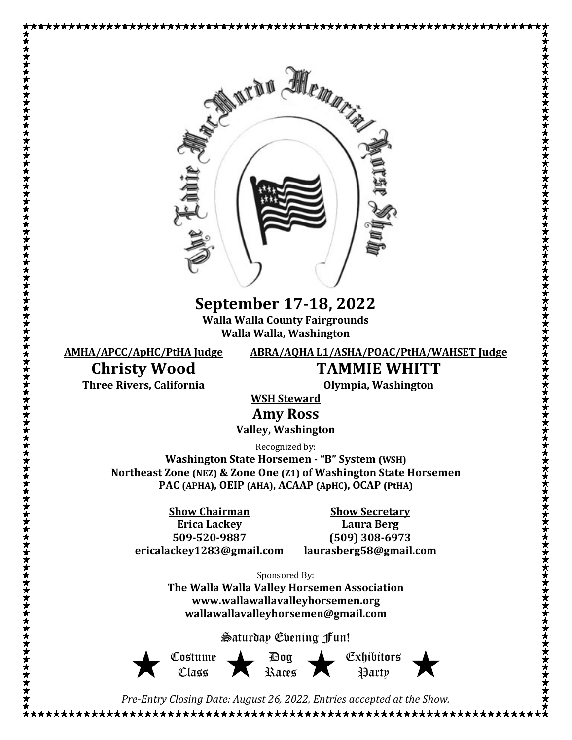# The Eddie MacMurdo Memorial Horse Show

## September 17-18, 2022

**Walla Walla County Fairgrounds**
**Walla Walla, Washington**

**AMHA/APCC/ApHC/PtHA Judge**
## Christy Wood
**Three Rivers, California**

**ABRA/AQHA L1/ASHA/POAC/PtHA/WAHSET Judge**
## TAMMIE WHITT
**Olympia, Washington**

**WSH Steward**
## Amy Ross
**Valley, Washington**

Recognized by:
**Washington State Horsemen - "B" System (WSH)**
**Northeast Zone (NEZ) & Zone One (Z1) of Washington State Horsemen**
**PAC (APHA), OEIP (AHA), ACAAP (ApHC), OCAP (PtHA)**

**Show Chairman**
**Erica Lackey**
**509-520-9887**
**ericalackey1283@gmail.com**

**Show Secretary**
**Laura Berg**
**(509) 308-6973**
**laurasberg58@gmail.com**

Sponsored By:
**The Walla Walla Valley Horsemen Association**
**www.wallawallavalleyhorsemen.org**
**wallawallavalleyhorsemen@gmail.com**

Saturday Evening Fun!

★ Costume Class ★ Dog Races ★ Exhibitors Party ★

*Pre-Entry Closing Date: August 26, 2022, Entries accepted at the Show.*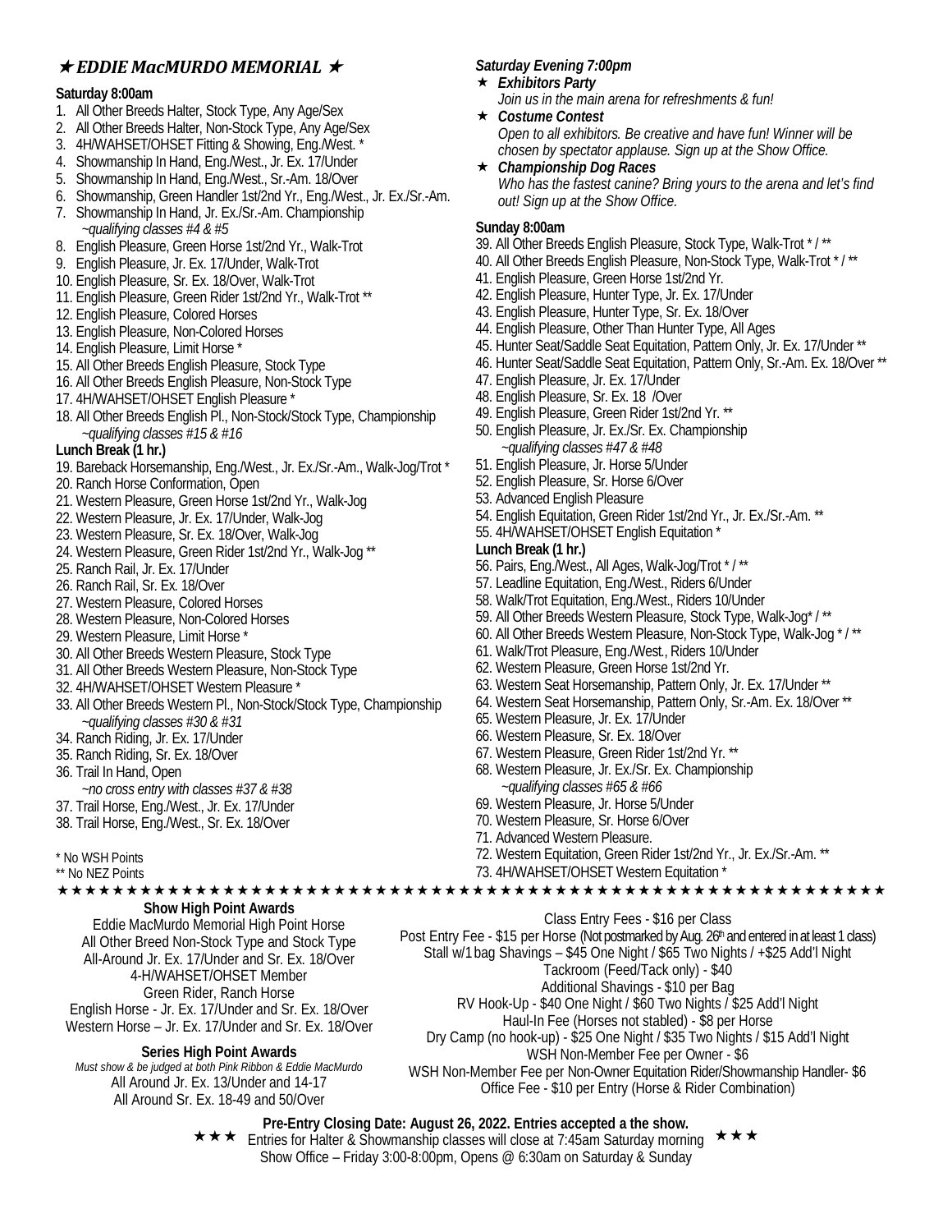## ★ *EDDIE MacMURDO MEMORIAL* ★

**Saturday 8:00am**

1. All Other Breeds Halter, Stock Type, Any Age/Sex
2. All Other Breeds Halter, Non-Stock Type, Any Age/Sex
3. 4H/WAHSET/OHSET Fitting & Showing, Eng./West. *
4. Showmanship In Hand, Eng./West., Jr. Ex. 17/Under
5. Showmanship In Hand, Eng./West., Sr.-Am. 18/Over
6. Showmanship, Green Handler 1st/2nd Yr., Eng./West., Jr. Ex./Sr.-Am.
7. Showmanship In Hand, Jr. Ex./Sr.-Am. Championship
   *~qualifying classes #4 & #5*
8. English Pleasure, Green Horse 1st/2nd Yr., Walk-Trot
9. English Pleasure, Jr. Ex. 17/Under, Walk-Trot
10. English Pleasure, Sr. Ex. 18/Over, Walk-Trot
11. English Pleasure, Green Rider 1st/2nd Yr., Walk-Trot **
12. English Pleasure, Colored Horses
13. English Pleasure, Non-Colored Horses
14. English Pleasure, Limit Horse *
15. All Other Breeds English Pleasure, Stock Type
16. All Other Breeds English Pleasure, Non-Stock Type
17. 4H/WAHSET/OHSET English Pleasure *
18. All Other Breeds English Pl., Non-Stock/Stock Type, Championship
    *~qualifying classes #15 & #16*

**Lunch Break (1 hr.)**

19. Bareback Horsemanship, Eng./West., Jr. Ex./Sr.-Am., Walk-Jog/Trot *
20. Ranch Horse Conformation, Open
21. Western Pleasure, Green Horse 1st/2nd Yr., Walk-Jog
22. Western Pleasure, Jr. Ex. 17/Under, Walk-Jog
23. Western Pleasure, Sr. Ex. 18/Over, Walk-Jog
24. Western Pleasure, Green Rider 1st/2nd Yr., Walk-Jog **
25. Ranch Rail, Jr. Ex. 17/Under
26. Ranch Rail, Sr. Ex. 18/Over
27. Western Pleasure, Colored Horses
28. Western Pleasure, Non-Colored Horses
29. Western Pleasure, Limit Horse *
30. All Other Breeds Western Pleasure, Stock Type
31. All Other Breeds Western Pleasure, Non-Stock Type
32. 4H/WAHSET/OHSET Western Pleasure *
33. All Other Breeds Western Pl., Non-Stock/Stock Type, Championship
    *~qualifying classes #30 & #31*
34. Ranch Riding, Jr. Ex. 17/Under
35. Ranch Riding, Sr. Ex. 18/Over
36. Trail In Hand, Open
    *~no cross entry with classes #37 & #38*
37. Trail Horse, Eng./West., Jr. Ex. 17/Under
38. Trail Horse, Eng./West., Sr. Ex. 18/Over

\* No WSH Points
** No NEZ Points

***Saturday Evening 7:00pm***

- ★ ***Exhibitors Party***
  *Join us in the main arena for refreshments & fun!*
- ★ ***Costume Contest***
  *Open to all exhibitors. Be creative and have fun! Winner will be chosen by spectator applause. Sign up at the Show Office.*
- ★ ***Championship Dog Races***
  *Who has the fastest canine? Bring yours to the arena and let's find out! Sign up at the Show Office.*

**Sunday 8:00am**

39. All Other Breeds English Pleasure, Stock Type, Walk-Trot * / **
40. All Other Breeds English Pleasure, Non-Stock Type, Walk-Trot * / **
41. English Pleasure, Green Horse 1st/2nd Yr.
42. English Pleasure, Hunter Type, Jr. Ex. 17/Under
43. English Pleasure, Hunter Type, Sr. Ex. 18/Over
44. English Pleasure, Other Than Hunter Type, All Ages
45. Hunter Seat/Saddle Seat Equitation, Pattern Only, Jr. Ex. 17/Under **
46. Hunter Seat/Saddle Seat Equitation, Pattern Only, Sr.-Am. Ex. 18/Over **
47. English Pleasure, Jr. Ex. 17/Under
48. English Pleasure, Sr. Ex. 18 /Over
49. English Pleasure, Green Rider 1st/2nd Yr. **
50. English Pleasure, Jr. Ex./Sr. Ex. Championship
    *~qualifying classes #47 & #48*
51. English Pleasure, Jr. Horse 5/Under
52. English Pleasure, Sr. Horse 6/Over
53. Advanced English Pleasure
54. English Equitation, Green Rider 1st/2nd Yr., Jr. Ex./Sr.-Am. **
55. 4H/WAHSET/OHSET English Equitation *

**Lunch Break (1 hr.)**

56. Pairs, Eng./West., All Ages, Walk-Jog/Trot * / **
57. Leadline Equitation, Eng./West., Riders 6/Under
58. Walk/Trot Equitation, Eng./West., Riders 10/Under
59. All Other Breeds Western Pleasure, Stock Type, Walk-Jog* / **
60. All Other Breeds Western Pleasure, Non-Stock Type, Walk-Jog * / **
61. Walk/Trot Pleasure, Eng./West., Riders 10/Under
62. Western Pleasure, Green Horse 1st/2nd Yr.
63. Western Seat Horsemanship, Pattern Only, Jr. Ex. 17/Under **
64. Western Seat Horsemanship, Pattern Only, Sr.-Am. Ex. 18/Over **
65. Western Pleasure, Jr. Ex. 17/Under
66. Western Pleasure, Sr. Ex. 18/Over
67. Western Pleasure, Green Rider 1st/2nd Yr. **
68. Western Pleasure, Jr. Ex./Sr. Ex. Championship
    *~qualifying classes #65 & #66*
69. Western Pleasure, Jr. Horse 5/Under
70. Western Pleasure, Sr. Horse 6/Over
71. Advanced Western Pleasure.
72. Western Equitation, Green Rider 1st/2nd Yr., Jr. Ex./Sr.-Am. **
73. 4H/WAHSET/OHSET Western Equitation *

★★★★★★★★★★★★★★★★★★★★★★★★★★★★★★★★★★★★★★★★★★★★★★★★★★★★★★★★★★★★★★★★★★★★

**Show High Point Awards**

Eddie MacMurdo Memorial High Point Horse
All Other Breed Non-Stock Type and Stock Type
All-Around Jr. Ex. 17/Under and Sr. Ex. 18/Over
4-H/WAHSET/OHSET Member
Green Rider, Ranch Horse
English Horse - Jr. Ex. 17/Under and Sr. Ex. 18/Over
Western Horse – Jr. Ex. 17/Under and Sr. Ex. 18/Over

**Series High Point Awards**

*Must show & be judged at both Pink Ribbon & Eddie MacMurdo*
All Around Jr. Ex. 13/Under and 14-17
All Around Sr. Ex. 18-49 and 50/Over

Class Entry Fees - $16 per Class
Post Entry Fee - $15 per Horse (Not postmarked by Aug. 26th and entered in at least 1 class)
Stall w/1 bag Shavings – $45 One Night / $65 Two Nights / +$25 Add'l Night
Tackroom (Feed/Tack only) - $40
Additional Shavings - $10 per Bag
RV Hook-Up - $40 One Night / $60 Two Nights / $25 Add'l Night
Haul-In Fee (Horses not stabled) - $8 per Horse
Dry Camp (no hook-up) - $25 One Night / $35 Two Nights / $15 Add'l Night
WSH Non-Member Fee per Owner - $6
WSH Non-Member Fee per Non-Owner Equitation Rider/Showmanship Handler- $6
Office Fee - $10 per Entry (Horse & Rider Combination)

**Pre-Entry Closing Date: August 26, 2022. Entries accepted a the show.**
★★★ Entries for Halter & Showmanship classes will close at 7:45am Saturday morning ★★★
Show Office – Friday 3:00-8:00pm, Opens @ 6:30am on Saturday & Sunday